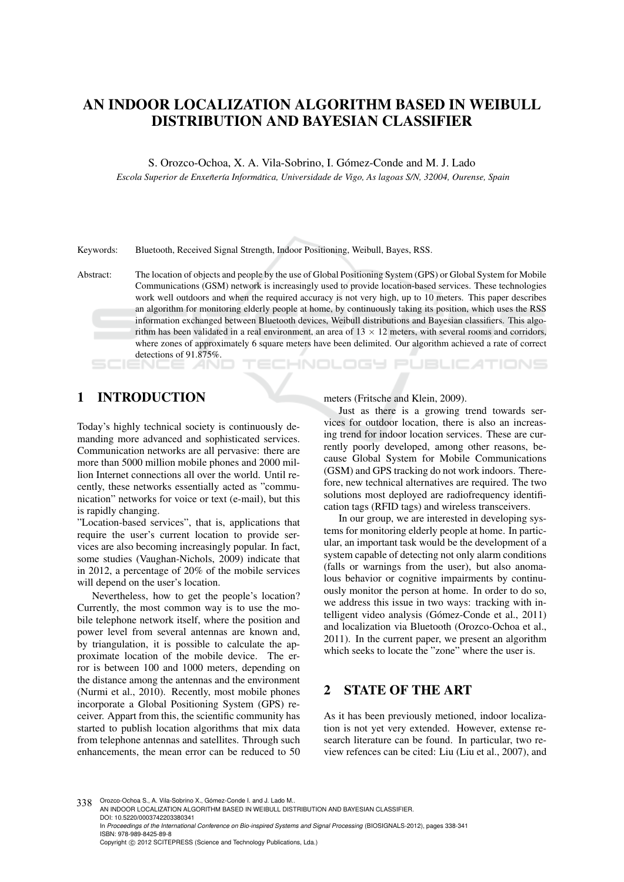# AN INDOOR LOCALIZATION ALGORITHM BASED IN WEIBULL DISTRIBUTION AND BAYESIAN CLASSIFIER

S. Orozco-Ochoa, X. A. Vila-Sobrino, I. Gómez-Conde and M. J. Lado

*Escola Superior de Enxeñería Informática, Universidade de Vigo, As lagoas S/N, 32004, Ourense, Spain*

Keywords: Bluetooth, Received Signal Strength, Indoor Positioning, Weibull, Bayes, RSS.

Abstract: The location of objects and people by the use of Global Positioning System (GPS) or Global System for Mobile Communications (GSM) network is increasingly used to provide location-based services. These technologies work well outdoors and when the required accuracy is not very high, up to 10 meters. This paper describes an algorithm for monitoring elderly people at home, by continuously taking its position, which uses the RSS information exchanged between Bluetooth devices, Weibull distributions and Bayesian classifiers. This algorithm has been validated in a real environment, an area of $13 \times 12$ meters, with several rooms and corridors, where zones of approximately 6 square meters have been delimited. Our algorithm achieved a rate of correct detections of 91.875%.

## 1 INTRODUCTION

Today's highly technical society is continuously demanding more advanced and sophisticated services. Communication networks are all pervasive: there are more than 5000 million mobile phones and 2000 million Internet connections all over the world. Until recently, these networks essentially acted as "communication" networks for voice or text (e-mail), but this is rapidly changing.

"Location-based services", that is, applications that require the user's current location to provide services are also becoming increasingly popular. In fact, some studies (Vaughan-Nichols, 2009) indicate that in 2012, a percentage of 20% of the mobile services will depend on the user's location.

Nevertheless, how to get the people's location? Currently, the most common way is to use the mobile telephone network itself, where the position and power level from several antennas are known and, by triangulation, it is possible to calculate the approximate location of the mobile device. The error is between 100 and 1000 meters, depending on the distance among the antennas and the environment (Nurmi et al., 2010). Recently, most mobile phones incorporate a Global Positioning System (GPS) receiver. Appart from this, the scientific community has started to publish location algorithms that mix data from telephone antennas and satellites. Through such enhancements, the mean error can be reduced to 50 meters (Fritsche and Klein, 2009).

Just as there is a growing trend towards services for outdoor location, there is also an increasing trend for indoor location services. These are currently poorly developed, among other reasons, because Global System for Mobile Communications (GSM) and GPS tracking do not work indoors. Therefore, new technical alternatives are required. The two solutions most deployed are radiofrequency identification tags (RFID tags) and wireless transceivers.

In our group, we are interested in developing systems for monitoring elderly people at home. In particular, an important task would be the development of a system capable of detecting not only alarm conditions (falls or warnings from the user), but also anomalous behavior or cognitive impairments by continuously monitor the person at home. In order to do so, we address this issue in two ways: tracking with intelligent video analysis (Gómez-Conde et al., 2011) and localization via Bluetooth (Orozco-Ochoa et al., 2011). In the current paper, we present an algorithm which seeks to locate the "zone" where the user is.

## 2 STATE OF THE ART

As it has been previously metioned, indoor localization is not yet very extended. However, extense research literature can be found. In particular, two review refences can be cited: Liu (Liu et al., 2007), and

Orozco-Ochoa S., A. Vila-Sobrino X., Gómez-Conde I. and J. Lado M..
AN INDOOR LOCALIZATION ALGORITHM BASED IN WEIBULL DISTRIBUTION AND BAYESIAN CLASSIFIER.
DOI: 10.5220/0003742203380341
In *Proceedings of the International Conference on Bio-inspired Systems and Signal Processing* (BIOSIGNALS-2012), pages 338-341
ISBN: 978-989-8425-89-8
Copyright © 2012 SCITEPRESS (Science and Technology Publications, Lda.)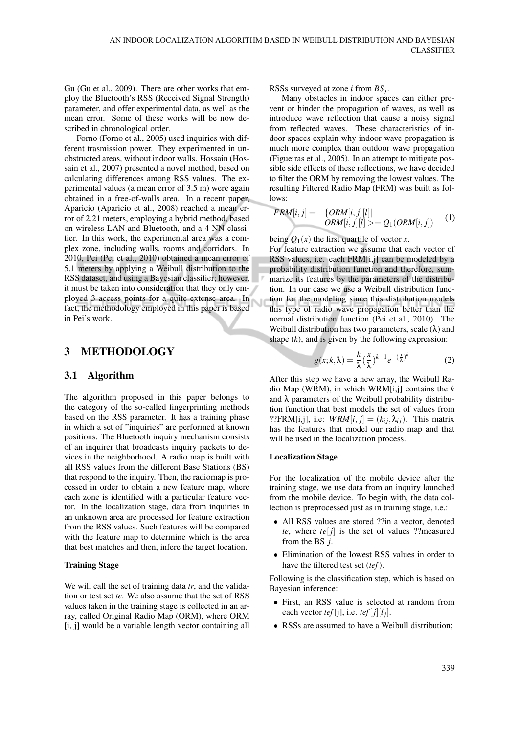Gu (Gu et al., 2009). There are other works that employ the Bluetooth's RSS (Received Signal Strength) parameter, and offer experimental data, as well as the mean error. Some of these works will be now described in chronological order.

Forno (Forno et al., 2005) used inquiries with different trasmission power. They experimented in unobstructed areas, without indoor walls. Hossain (Hossain et al., 2007) presented a novel method, based on calculating differences among RSS values. The experimental values (a mean error of 3.5 m) were again obtained in a free-of-walls area. In a recent paper, Aparicio (Aparicio et al., 2008) reached a mean error of 2.21 meters, employing a hybrid method, based on wireless LAN and Bluetooth, and a 4-NN classifier. In this work, the experimental area was a complex zone, including walls, rooms and corridors. In 2010, Pei (Pei et al., 2010) obtained a mean error of 5.1 meters by applying a Weibull distribution to the RSS dataset, and using a Bayesian classifier; however, it must be taken into consideration that they only employed 3 access points for a quite extense area. In fact, the methodology employed in this paper is based in Pei's work.

## 3 METHODOLOGY

### 3.1 Algorithm

The algorithm proposed in this paper belongs to the category of the so-called fingerprinting methods based on the RSS parameter. It has a training phase in which a set of "inquiries" are performed at known positions. The Bluetooth inquiry mechanism consists of an inquirer that broadcasts inquiry packets to devices in the neighborhood. A radio map is built with all RSS values from the different Base Stations (BS) that respond to the inquiry. Then, the radiomap is processed in order to obtain a new feature map, where each zone is identified with a particular feature vector. In the localization stage, data from inquiries in an unknown area are processed for feature extraction from the RSS values. Such features will be compared with the feature map to determine which is the area that best matches and then, infere the target location.

**Training Stage**

We will call the set of training data *tr*, and the validation or test set *te*. We also assume that the set of RSS values taken in the training stage is collected in an array, called Original Radio Map (ORM), where ORM [i, j] would be a variable length vector containing all RSSs surveyed at zone *i* from $BS_j$.

Many obstacles in indoor spaces can either prevent or hinder the propagation of waves, as well as introduce wave reflection that cause a noisy signal from reflected waves. These characteristics of indoor spaces explain why indoor wave propagation is much more complex than outdoor wave propagation (Figueiras et al., 2005). In an attempt to mitigate possible side effects of these reflections, we have decided to filter the ORM by removing the lowest values. The resulting Filtered Radio Map (FRM) was built as follows:

$$FRM[i,j] = \begin{array}{l} \{ORM[i,j][l] | \\ ORM[i,j][l] >= Q_1(ORM[i,j]) \end{array} \quad (1)$$

being $Q_1(x)$ the first quartile of vector $x$.

For feature extraction we assume that each vector of RSS values, i.e. each FRM[i,j] can be modeled by a probability distribution function and therefore, summarize its features by the parameters of the distribution. In our case we use a Weibull distribution function for the modeling since this distribution models this type of radio wave propagation better than the normal distribution function (Pei et al., 2010). The Weibull distribution has two parameters, scale ($\lambda$) and shape ($k$), and is given by the following expression:

$$g(x;k,\lambda) = \frac{k}{\lambda}\left(\frac{x}{\lambda}\right)^{k-1} e^{-\left(\frac{x}{\lambda}\right)^k} \quad (2)$$

After this step we have a new array, the Weibull Radio Map (WRM), in which WRM[i,j] contains the $k$ and $\lambda$ parameters of the Weibull probability distribution function that best models the set of values from ??FRM[i,j], i.e: $WRM[i,j] = (k_{ij}, \lambda_{ij})$. This matrix has the features that model our radio map and that will be used in the localization process.

**Localization Stage**

For the localization of the mobile device after the training stage, we use data from an inquiry launched from the mobile device. To begin with, the data collection is preprocessed just as in training stage, i.e.:

- All RSS values are stored ??in a vector, denoted *te*, where $te[j]$ is the set of values ??measured from the BS $j$.
- Elimination of the lowest RSS values in order to have the filtered test set (*tef*).

Following is the classification step, which is based on Bayesian inference:

- First, an RSS value is selected at random from each vector *tef*[j], i.e. $tef[j][l_j]$.
- RSSs are assumed to have a Weibull distribution;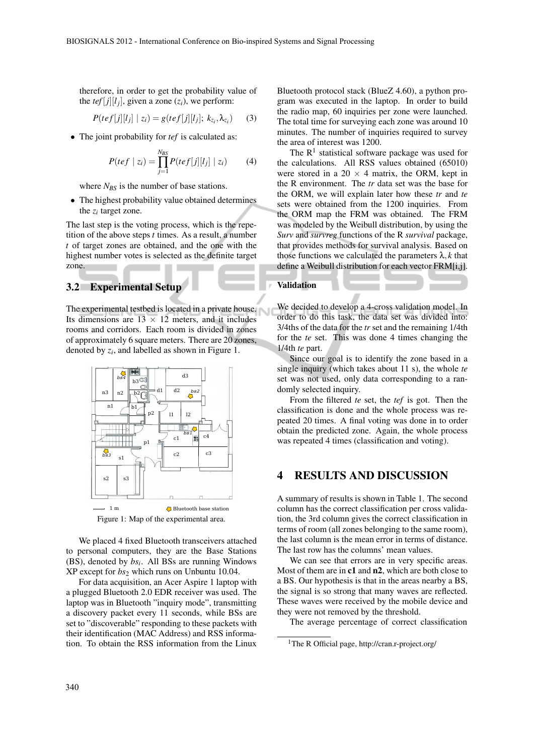therefore, in order to get the probability value of the $tef[j][l_j]$, given a zone ($z_i$), we perform:

$$P(tef[j][l_j] \mid z_i) = g(tef[j][l_j];\ k_{z_i}, \lambda_{z_i}) \quad (3)$$

- The joint probability for *tef* is calculated as:

$$P(tef \mid z_i) = \prod_{j=1}^{N_{BS}} P(tef[j][l_j] \mid z_i) \quad (4)$$

where $N_{BS}$ is the number of base stations.

- The highest probability value obtained determines the $z_i$ target zone.

The last step is the voting process, which is the repetition of the above steps $t$ times. As a result, a number $t$ of target zones are obtained, and the one with the highest number votes is selected as the definite target zone.

## 3.2 Experimental Setup

The experimental testbed is located in a private house. Its dimensions are $13 \times 12$ meters, and it includes rooms and corridors. Each room is divided in zones of approximately 6 square meters. There are 20 zones, denoted by $z_i$, and labelled as shown in Figure 1.

bs4 b3 d3
n3 n2 b2 d1 d2 bs2
n1 b1
p2 l1 l2
bs1
c1 c4
p1
bs3 c2 c3
s1
s2 s3
1 m
Bluetooth base station

Figure 1: Map of the experimental area.

We placed 4 fixed Bluetooth transceivers attached to personal computers, they are the Base Stations (BS), denoted by $bs_i$. All BSs are running Windows XP except for $bs_2$ which runs on Unbuntu 10.04.

For data acquisition, an Acer Aspire 1 laptop with a plugged Bluetooth 2.0 EDR receiver was used. The laptop was in Bluetooth "inquiry mode", transmitting a discovery packet every 11 seconds, while BSs are set to "discoverable" responding to these packets with their identification (MAC Address) and RSS information. To obtain the RSS information from the Linux Bluetooth protocol stack (BlueZ 4.60), a python program was executed in the laptop. In order to build the radio map, 60 inquiries per zone were launched. The total time for surveying each zone was around 10 minutes. The number of inquiries required to survey the area of interest was 1200.

The R[1] statistical software package was used for the calculations. All RSS values obtained (65010) were stored in a $20 \times 4$ matrix, the ORM, kept in the R environment. The *tr* data set was the base for the ORM, we will explain later how these *tr* and *te* sets were obtained from the 1200 inquiries. From the ORM map the FRM was obtained. The FRM was modeled by the Weibull distribution, by using the *Surv* and *survreg* functions of the R *survival* package, that provides methods for survival analysis. Based on those functions we calculated the parameters $\lambda, k$ that define a Weibull distribution for each vector FRM[i,j].

**Validation**

We decided to develop a 4-cross validation model. In order to do this task, the data set was divided into: 3/4ths of the data for the *tr* set and the remaining 1/4th for the *te* set. This was done 4 times changing the 1/4th *te* part.

Since our goal is to identify the zone based in a single inquiry (which takes about 11 s), the whole *te* set was not used, only data corresponding to a randomly selected inquiry.

From the filtered *te* set, the *tef* is got. Then the classification is done and the whole process was repeated 20 times. A final voting was done in to order obtain the predicted zone. Again, the whole process was repeated 4 times (classification and voting).

# 4 RESULTS AND DISCUSSION

A summary of results is shown in Table 1. The second column has the correct classification per cross validation, the 3rd column gives the correct classification in terms of room (all zones belonging to the same room), the last column is the mean error in terms of distance. The last row has the columns' mean values.

We can see that errors are in very specific areas. Most of them are in **c1** and **n2**, which are both close to a BS. Our hypothesis is that in the areas nearby a BS, the signal is so strong that many waves are reflected. These waves were received by the mobile device and they were not removed by the threshold.

The average percentage of correct classification

[1] The R Official page, http://cran.r-project.org/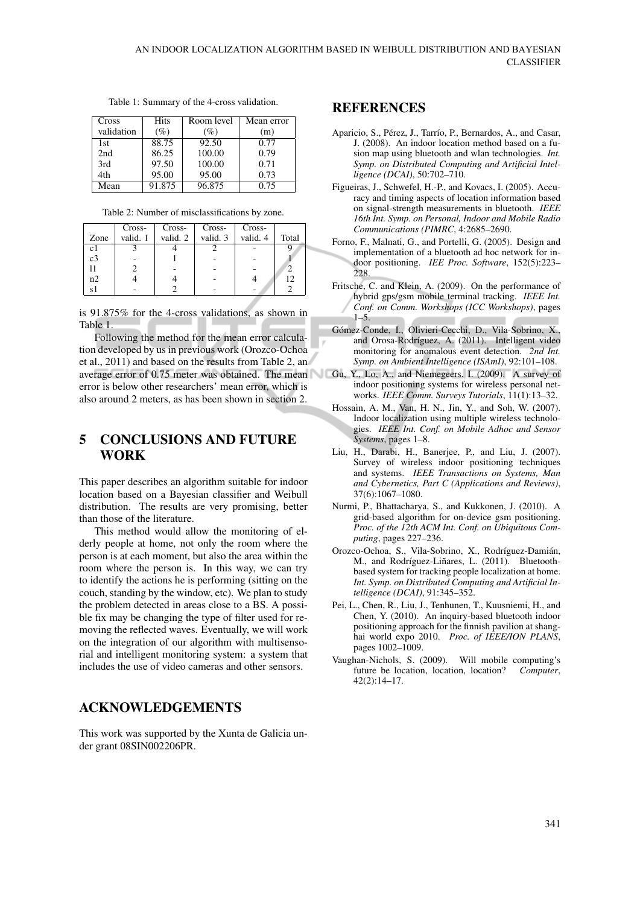Table 1: Summary of the 4-cross validation.

| Cross validation | Hits (%) | Room level (%) | Mean error (m) |
|---|---|---|---|
| 1st | 88.75 | 92.50 | 0.77 |
| 2nd | 86.25 | 100.00 | 0.79 |
| 3rd | 97.50 | 100.00 | 0.71 |
| 4th | 95.00 | 95.00 | 0.73 |
| Mean | 91.875 | 96.875 | 0.75 |

Table 2: Number of misclassifications by zone.

| Zone | Cross-valid. 1 | Cross-valid. 2 | Cross-valid. 3 | Cross-valid. 4 | Total |
|---|---|---|---|---|---|
| c1 | 3 | 4 | 2 | - | 9 |
| c3 | - | 1 | - | - | 1 |
| l1 | 2 | - | - | - | 2 |
| n2 | 4 | 4 | - | 4 | 12 |
| s1 | - | 2 | - | - | 2 |

is 91.875% for the 4-cross validations, as shown in Table 1.

Following the method for the mean error calculation developed by us in previous work (Orozco-Ochoa et al., 2011) and based on the results from Table 2, an average error of 0.75 meter was obtained. The mean error is below other researchers' mean error, which is also around 2 meters, as has been shown in section 2.

## 5 CONCLUSIONS AND FUTURE WORK

This paper describes an algorithm suitable for indoor location based on a Bayesian classifier and Weibull distribution. The results are very promising, better than those of the literature.

This method would allow the monitoring of elderly people at home, not only the room where the person is at each moment, but also the area within the room where the person is. In this way, we can try to identify the actions he is performing (sitting on the couch, standing by the window, etc). We plan to study the problem detected in areas close to a BS. A possible fix may be changing the type of filter used for removing the reflected waves. Eventually, we will work on the integration of our algorithm with multisensorial and intelligent monitoring system: a system that includes the use of video cameras and other sensors.

## ACKNOWLEDGEMENTS

This work was supported by the Xunta de Galicia under grant 08SIN002206PR.

## REFERENCES

Aparicio, S., Pérez, J., Tarrío, P., Bernardos, A., and Casar, J. (2008). An indoor location method based on a fusion map using bluetooth and wlan technologies. *Int. Symp. on Distributed Computing and Artificial Intelligence (DCAI)*, 50:702–710.

Figueiras, J., Schwefel, H.-P., and Kovacs, I. (2005). Accuracy and timing aspects of location information based on signal-strength measurements in bluetooth. *IEEE 16th Int. Symp. on Personal, Indoor and Mobile Radio Communications (PIMRC*, 4:2685–2690.

Forno, F., Malnati, G., and Portelli, G. (2005). Design and implementation of a bluetooth ad hoc network for indoor positioning. *IEE Proc. Software*, 152(5):223–228.

Fritsche, C. and Klein, A. (2009). On the performance of hybrid gps/gsm mobile terminal tracking. *IEEE Int. Conf. on Comm. Workshops (ICC Workshops)*, pages 1–5.

Gómez-Conde, I., Olivieri-Cecchi, D., Vila-Sobrino, X., and Orosa-Rodríguez, A. (2011). Intelligent video monitoring for anomalous event detection. *2nd Int. Symp. on Ambient Intelligence (ISAmI)*, 92:101–108.

Gu, Y., Lo, A., and Niemegeers, I. (2009). A survey of indoor positioning systems for wireless personal networks. *IEEE Comm. Surveys Tutorials*, 11(1):13–32.

Hossain, A. M., Van, H. N., Jin, Y., and Soh, W. (2007). Indoor localization using multiple wireless technologies. *IEEE Int. Conf. on Mobile Adhoc and Sensor Systems*, pages 1–8.

Liu, H., Darabi, H., Banerjee, P., and Liu, J. (2007). Survey of wireless indoor positioning techniques and systems. *IEEE Transactions on Systems, Man and Cybernetics, Part C (Applications and Reviews)*, 37(6):1067–1080.

Nurmi, P., Bhattacharya, S., and Kukkonen, J. (2010). A grid-based algorithm for on-device gsm positioning. *Proc. of the 12th ACM Int. Conf. on Ubiquitous Computing*, pages 227–236.

Orozco-Ochoa, S., Vila-Sobrino, X., Rodríguez-Damián, M., and Rodríguez-Liñares, L. (2011). Bluetooth-based system for tracking people localization at home. *Int. Symp. on Distributed Computing and Artificial Intelligence (DCAI)*, 91:345–352.

Pei, L., Chen, R., Liu, J., Tenhunen, T., Kuusniemi, H., and Chen, Y. (2010). An inquiry-based bluetooth indoor positioning approach for the finnish pavilion at shanghai world expo 2010. *Proc. of IEEE/ION PLANS*, pages 1002–1009.

Vaughan-Nichols, S. (2009). Will mobile computing's future be location, location, location? *Computer*, 42(2):14–17.